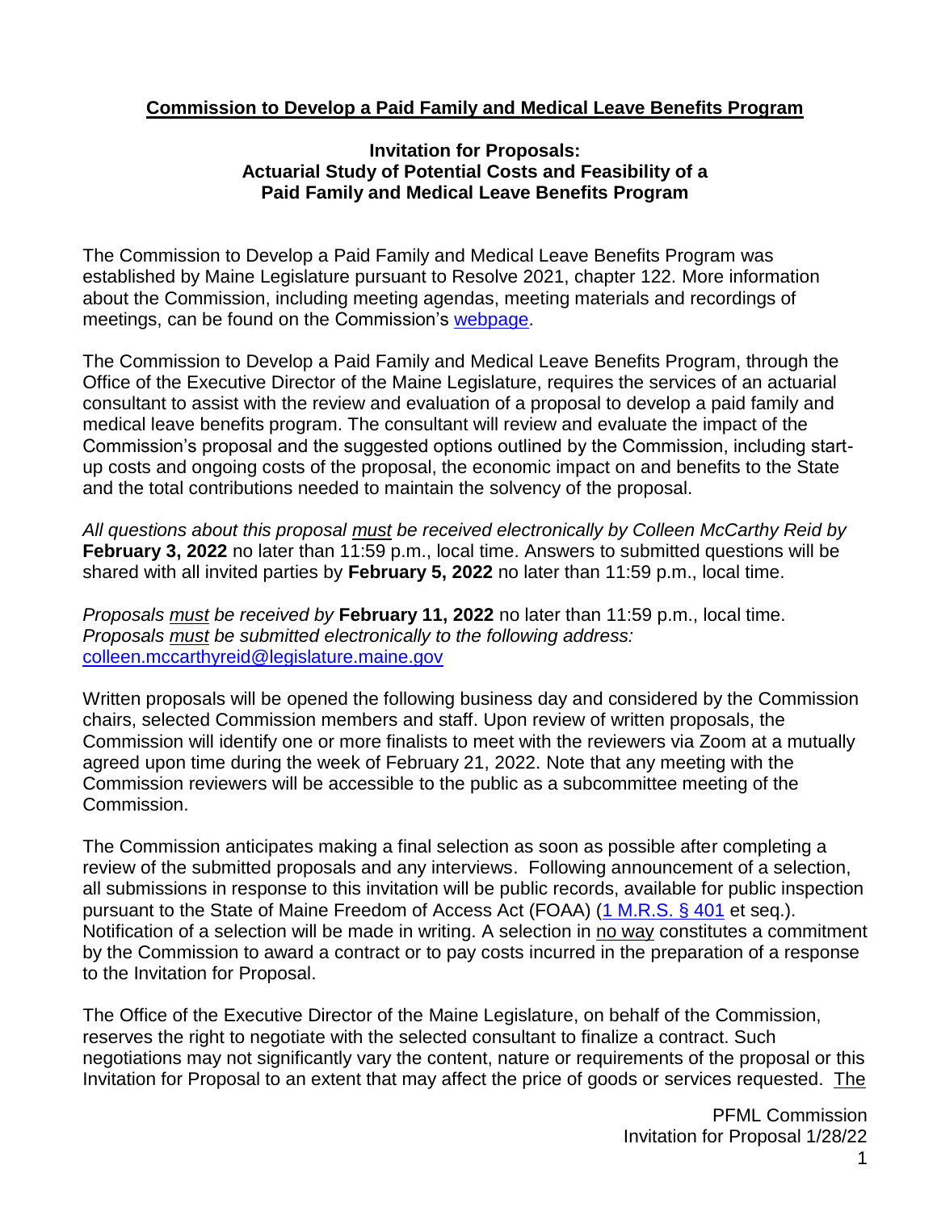**Commission to Develop a Paid Family and Medical Leave Benefits Program**

**Invitation for Proposals:**
**Actuarial Study of Potential Costs and Feasibility of a Paid Family and Medical Leave Benefits Program**

The Commission to Develop a Paid Family and Medical Leave Benefits Program was established by Maine Legislature pursuant to Resolve 2021, chapter 122. More information about the Commission, including meeting agendas, meeting materials and recordings of meetings, can be found on the Commission's webpage.

The Commission to Develop a Paid Family and Medical Leave Benefits Program, through the Office of the Executive Director of the Maine Legislature, requires the services of an actuarial consultant to assist with the review and evaluation of a proposal to develop a paid family and medical leave benefits program. The consultant will review and evaluate the impact of the Commission's proposal and the suggested options outlined by the Commission, including start-up costs and ongoing costs of the proposal, the economic impact on and benefits to the State and the total contributions needed to maintain the solvency of the proposal.

*All questions about this proposal must be received electronically by Colleen McCarthy Reid by* **February 3, 2022** no later than 11:59 p.m., local time. Answers to submitted questions will be shared with all invited parties by **February 5, 2022** no later than 11:59 p.m., local time.

*Proposals must be received by* **February 11, 2022** no later than 11:59 p.m., local time.
*Proposals must be submitted electronically to the following address:*
colleen.mccarthyreid@legislature.maine.gov

Written proposals will be opened the following business day and considered by the Commission chairs, selected Commission members and staff. Upon review of written proposals, the Commission will identify one or more finalists to meet with the reviewers via Zoom at a mutually agreed upon time during the week of February 21, 2022. Note that any meeting with the Commission reviewers will be accessible to the public as a subcommittee meeting of the Commission.

The Commission anticipates making a final selection as soon as possible after completing a review of the submitted proposals and any interviews. Following announcement of a selection, all submissions in response to this invitation will be public records, available for public inspection pursuant to the State of Maine Freedom of Access Act (FOAA) (1 M.R.S. § 401 et seq.). Notification of a selection will be made in writing. A selection in no way constitutes a commitment by the Commission to award a contract or to pay costs incurred in the preparation of a response to the Invitation for Proposal.

The Office of the Executive Director of the Maine Legislature, on behalf of the Commission, reserves the right to negotiate with the selected consultant to finalize a contract. Such negotiations may not significantly vary the content, nature or requirements of the proposal or this Invitation for Proposal to an extent that may affect the price of goods or services requested. The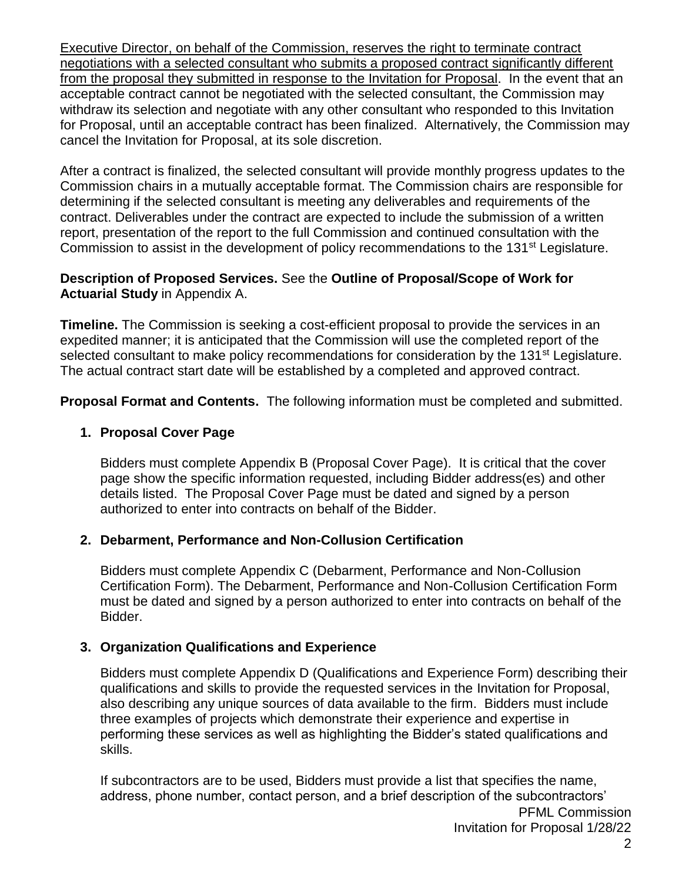<u>Executive Director, on behalf of the Commission, reserves the right to terminate contract negotiations with a selected consultant who submits a proposed contract significantly different from the proposal they submitted in response to the Invitation for Proposal</u>. In the event that an acceptable contract cannot be negotiated with the selected consultant, the Commission may withdraw its selection and negotiate with any other consultant who responded to this Invitation for Proposal, until an acceptable contract has been finalized. Alternatively, the Commission may cancel the Invitation for Proposal, at its sole discretion.

After a contract is finalized, the selected consultant will provide monthly progress updates to the Commission chairs in a mutually acceptable format. The Commission chairs are responsible for determining if the selected consultant is meeting any deliverables and requirements of the contract. Deliverables under the contract are expected to include the submission of a written report, presentation of the report to the full Commission and continued consultation with the Commission to assist in the development of policy recommendations to the 131st Legislature.

**Description of Proposed Services.** See the **Outline of Proposal/Scope of Work for Actuarial Study** in Appendix A.

**Timeline.** The Commission is seeking a cost-efficient proposal to provide the services in an expedited manner; it is anticipated that the Commission will use the completed report of the selected consultant to make policy recommendations for consideration by the 131st Legislature. The actual contract start date will be established by a completed and approved contract.

**Proposal Format and Contents.** The following information must be completed and submitted.

1. **Proposal Cover Page**

   Bidders must complete Appendix B (Proposal Cover Page). It is critical that the cover page show the specific information requested, including Bidder address(es) and other details listed. The Proposal Cover Page must be dated and signed by a person authorized to enter into contracts on behalf of the Bidder.

2. **Debarment, Performance and Non-Collusion Certification**

   Bidders must complete Appendix C (Debarment, Performance and Non-Collusion Certification Form). The Debarment, Performance and Non-Collusion Certification Form must be dated and signed by a person authorized to enter into contracts on behalf of the Bidder.

3. **Organization Qualifications and Experience**

   Bidders must complete Appendix D (Qualifications and Experience Form) describing their qualifications and skills to provide the requested services in the Invitation for Proposal, also describing any unique sources of data available to the firm. Bidders must include three examples of projects which demonstrate their experience and expertise in performing these services as well as highlighting the Bidder's stated qualifications and skills.

   If subcontractors are to be used, Bidders must provide a list that specifies the name, address, phone number, contact person, and a brief description of the subcontractors'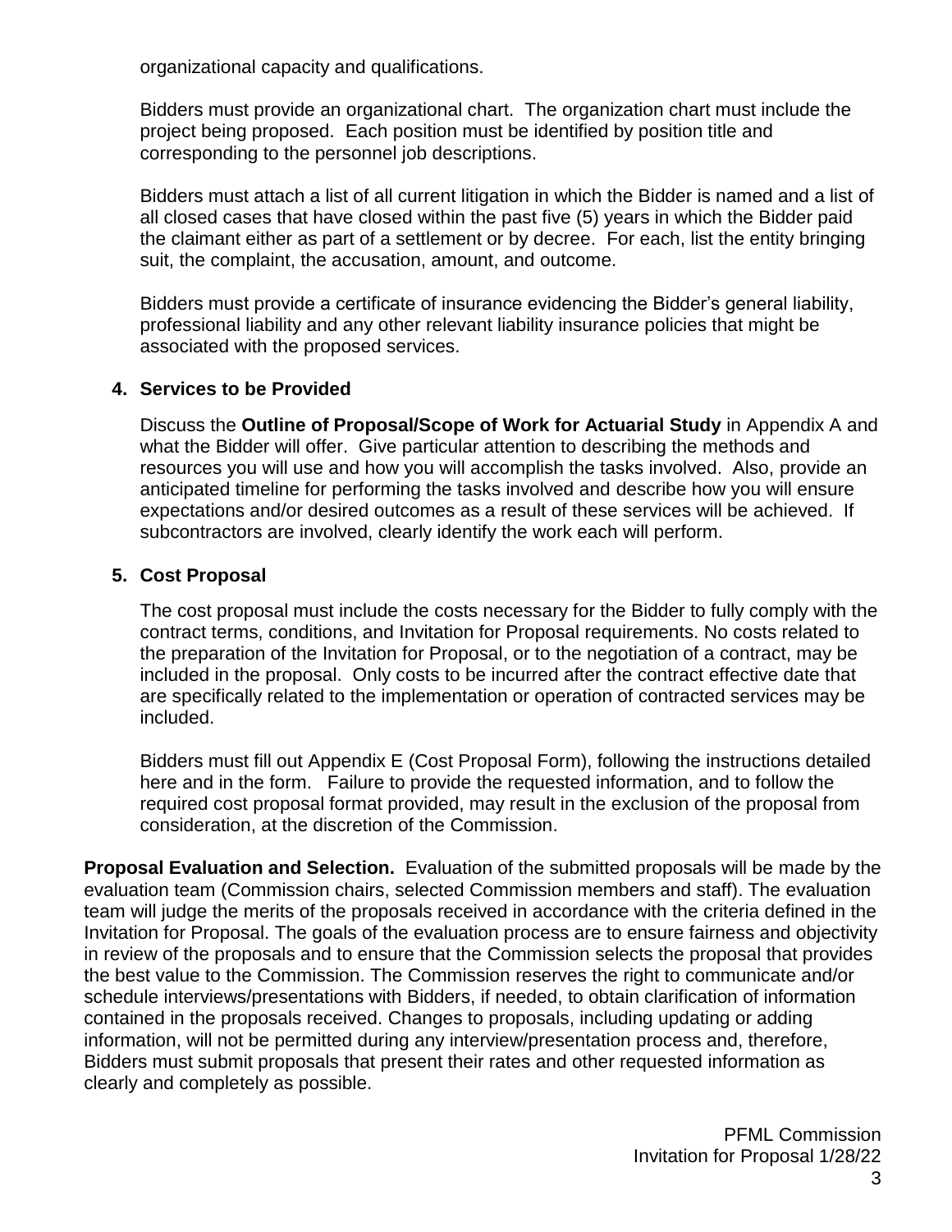organizational capacity and qualifications.

Bidders must provide an organizational chart. The organization chart must include the project being proposed. Each position must be identified by position title and corresponding to the personnel job descriptions.

Bidders must attach a list of all current litigation in which the Bidder is named and a list of all closed cases that have closed within the past five (5) years in which the Bidder paid the claimant either as part of a settlement or by decree. For each, list the entity bringing suit, the complaint, the accusation, amount, and outcome.

Bidders must provide a certificate of insurance evidencing the Bidder's general liability, professional liability and any other relevant liability insurance policies that might be associated with the proposed services.

**4. Services to be Provided**

Discuss the **Outline of Proposal/Scope of Work for Actuarial Study** in Appendix A and what the Bidder will offer. Give particular attention to describing the methods and resources you will use and how you will accomplish the tasks involved. Also, provide an anticipated timeline for performing the tasks involved and describe how you will ensure expectations and/or desired outcomes as a result of these services will be achieved. If subcontractors are involved, clearly identify the work each will perform.

**5. Cost Proposal**

The cost proposal must include the costs necessary for the Bidder to fully comply with the contract terms, conditions, and Invitation for Proposal requirements. No costs related to the preparation of the Invitation for Proposal, or to the negotiation of a contract, may be included in the proposal. Only costs to be incurred after the contract effective date that are specifically related to the implementation or operation of contracted services may be included.

Bidders must fill out Appendix E (Cost Proposal Form), following the instructions detailed here and in the form. Failure to provide the requested information, and to follow the required cost proposal format provided, may result in the exclusion of the proposal from consideration, at the discretion of the Commission.

**Proposal Evaluation and Selection.** Evaluation of the submitted proposals will be made by the evaluation team (Commission chairs, selected Commission members and staff). The evaluation team will judge the merits of the proposals received in accordance with the criteria defined in the Invitation for Proposal. The goals of the evaluation process are to ensure fairness and objectivity in review of the proposals and to ensure that the Commission selects the proposal that provides the best value to the Commission. The Commission reserves the right to communicate and/or schedule interviews/presentations with Bidders, if needed, to obtain clarification of information contained in the proposals received. Changes to proposals, including updating or adding information, will not be permitted during any interview/presentation process and, therefore, Bidders must submit proposals that present their rates and other requested information as clearly and completely as possible.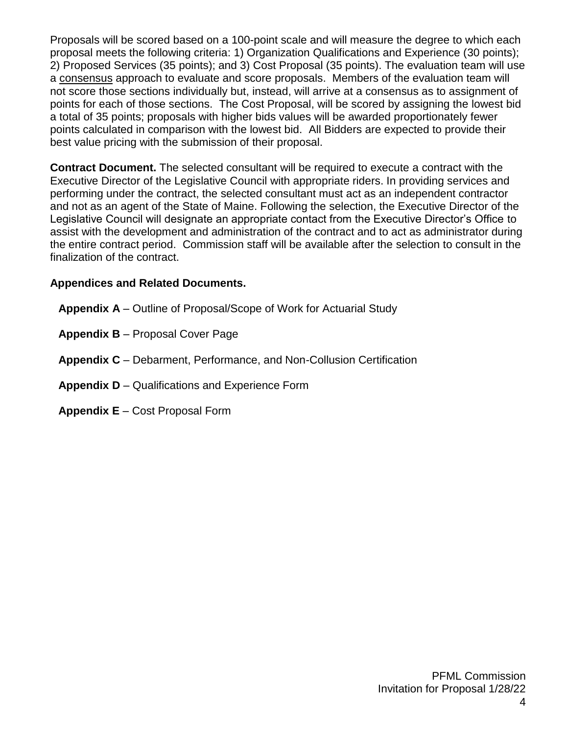Proposals will be scored based on a 100-point scale and will measure the degree to which each proposal meets the following criteria: 1) Organization Qualifications and Experience (30 points); 2) Proposed Services (35 points); and 3) Cost Proposal (35 points). The evaluation team will use a consensus approach to evaluate and score proposals. Members of the evaluation team will not score those sections individually but, instead, will arrive at a consensus as to assignment of points for each of those sections. The Cost Proposal, will be scored by assigning the lowest bid a total of 35 points; proposals with higher bids values will be awarded proportionately fewer points calculated in comparison with the lowest bid. All Bidders are expected to provide their best value pricing with the submission of their proposal.

**Contract Document.** The selected consultant will be required to execute a contract with the Executive Director of the Legislative Council with appropriate riders. In providing services and performing under the contract, the selected consultant must act as an independent contractor and not as an agent of the State of Maine. Following the selection, the Executive Director of the Legislative Council will designate an appropriate contact from the Executive Director's Office to assist with the development and administration of the contract and to act as administrator during the entire contract period. Commission staff will be available after the selection to consult in the finalization of the contract.

**Appendices and Related Documents.**

**Appendix A** – Outline of Proposal/Scope of Work for Actuarial Study

**Appendix B** – Proposal Cover Page

**Appendix C** – Debarment, Performance, and Non-Collusion Certification

**Appendix D** – Qualifications and Experience Form

**Appendix E** – Cost Proposal Form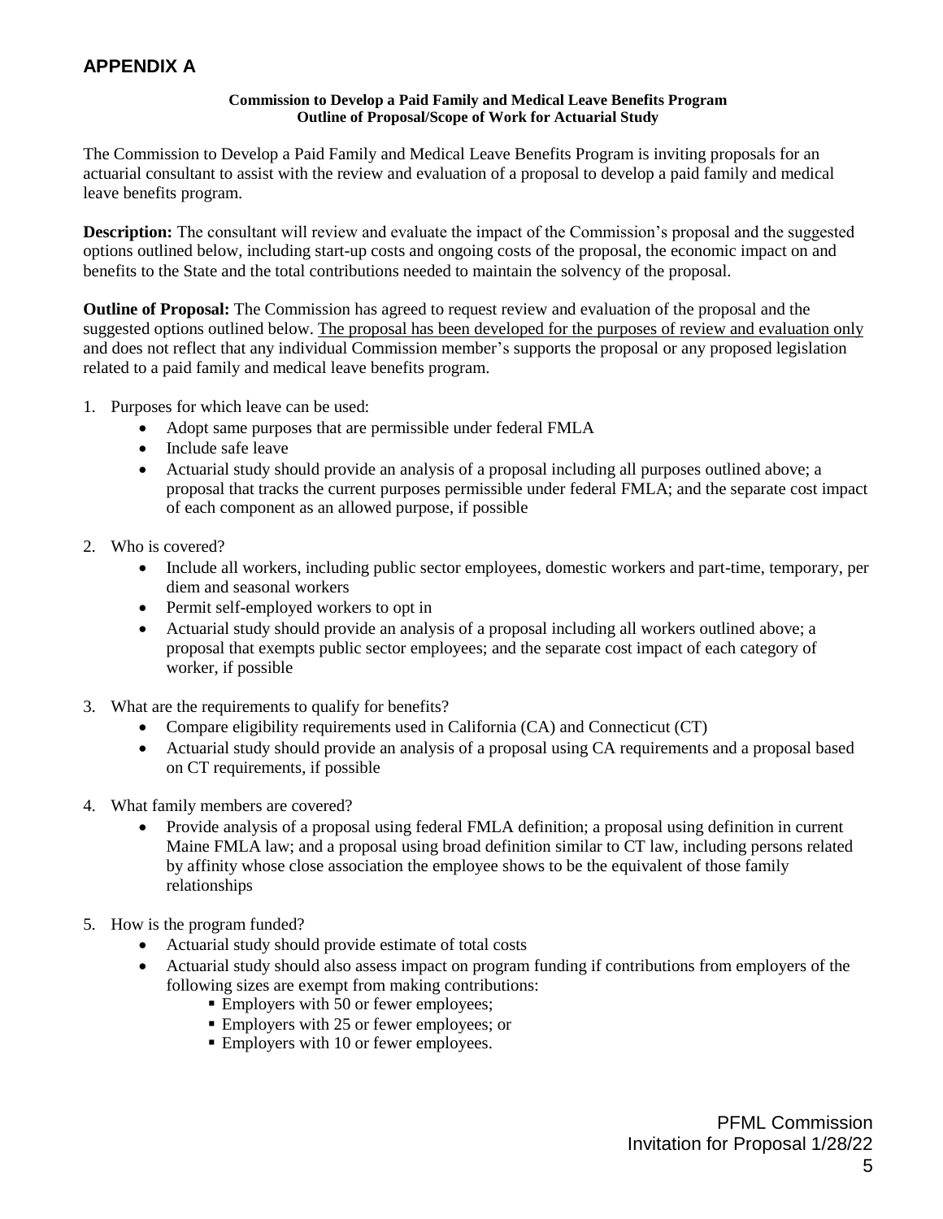# APPENDIX A

**Commission to Develop a Paid Family and Medical Leave Benefits Program**
**Outline of Proposal/Scope of Work for Actuarial Study**

The Commission to Develop a Paid Family and Medical Leave Benefits Program is inviting proposals for an actuarial consultant to assist with the review and evaluation of a proposal to develop a paid family and medical leave benefits program.

**Description:** The consultant will review and evaluate the impact of the Commission's proposal and the suggested options outlined below, including start-up costs and ongoing costs of the proposal, the economic impact on and benefits to the State and the total contributions needed to maintain the solvency of the proposal.

**Outline of Proposal:** The Commission has agreed to request review and evaluation of the proposal and the suggested options outlined below. <u>The proposal has been developed for the purposes of review and evaluation only</u> and does not reflect that any individual Commission member's supports the proposal or any proposed legislation related to a paid family and medical leave benefits program.

1. Purposes for which leave can be used:
   - Adopt same purposes that are permissible under federal FMLA
   - Include safe leave
   - Actuarial study should provide an analysis of a proposal including all purposes outlined above; a proposal that tracks the current purposes permissible under federal FMLA; and the separate cost impact of each component as an allowed purpose, if possible

2. Who is covered?
   - Include all workers, including public sector employees, domestic workers and part-time, temporary, per diem and seasonal workers
   - Permit self-employed workers to opt in
   - Actuarial study should provide an analysis of a proposal including all workers outlined above; a proposal that exempts public sector employees; and the separate cost impact of each category of worker, if possible

3. What are the requirements to qualify for benefits?
   - Compare eligibility requirements used in California (CA) and Connecticut (CT)
   - Actuarial study should provide an analysis of a proposal using CA requirements and a proposal based on CT requirements, if possible

4. What family members are covered?
   - Provide analysis of a proposal using federal FMLA definition; a proposal using definition in current Maine FMLA law; and a proposal using broad definition similar to CT law, including persons related by affinity whose close association the employee shows to be the equivalent of those family relationships

5. How is the program funded?
   - Actuarial study should provide estimate of total costs
   - Actuarial study should also assess impact on program funding if contributions from employers of the following sizes are exempt from making contributions:
     - Employers with 50 or fewer employees;
     - Employers with 25 or fewer employees; or
     - Employers with 10 or fewer employees.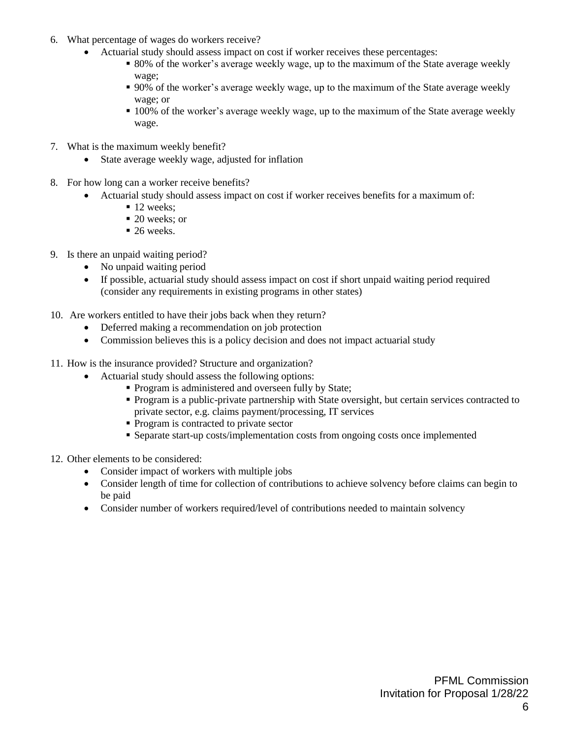6. What percentage of wages do workers receive?
    - Actuarial study should assess impact on cost if worker receives these percentages:
        - 80% of the worker's average weekly wage, up to the maximum of the State average weekly wage;
        - 90% of the worker's average weekly wage, up to the maximum of the State average weekly wage; or
        - 100% of the worker's average weekly wage, up to the maximum of the State average weekly wage.

7. What is the maximum weekly benefit?
    - State average weekly wage, adjusted for inflation

8. For how long can a worker receive benefits?
    - Actuarial study should assess impact on cost if worker receives benefits for a maximum of:
        - 12 weeks;
        - 20 weeks; or
        - 26 weeks.

9. Is there an unpaid waiting period?
    - No unpaid waiting period
    - If possible, actuarial study should assess impact on cost if short unpaid waiting period required (consider any requirements in existing programs in other states)

10. Are workers entitled to have their jobs back when they return?
    - Deferred making a recommendation on job protection
    - Commission believes this is a policy decision and does not impact actuarial study

11. How is the insurance provided? Structure and organization?
    - Actuarial study should assess the following options:
        - Program is administered and overseen fully by State;
        - Program is a public-private partnership with State oversight, but certain services contracted to private sector, e.g. claims payment/processing, IT services
        - Program is contracted to private sector
        - Separate start-up costs/implementation costs from ongoing costs once implemented

12. Other elements to be considered:
    - Consider impact of workers with multiple jobs
    - Consider length of time for collection of contributions to achieve solvency before claims can begin to be paid
    - Consider number of workers required/level of contributions needed to maintain solvency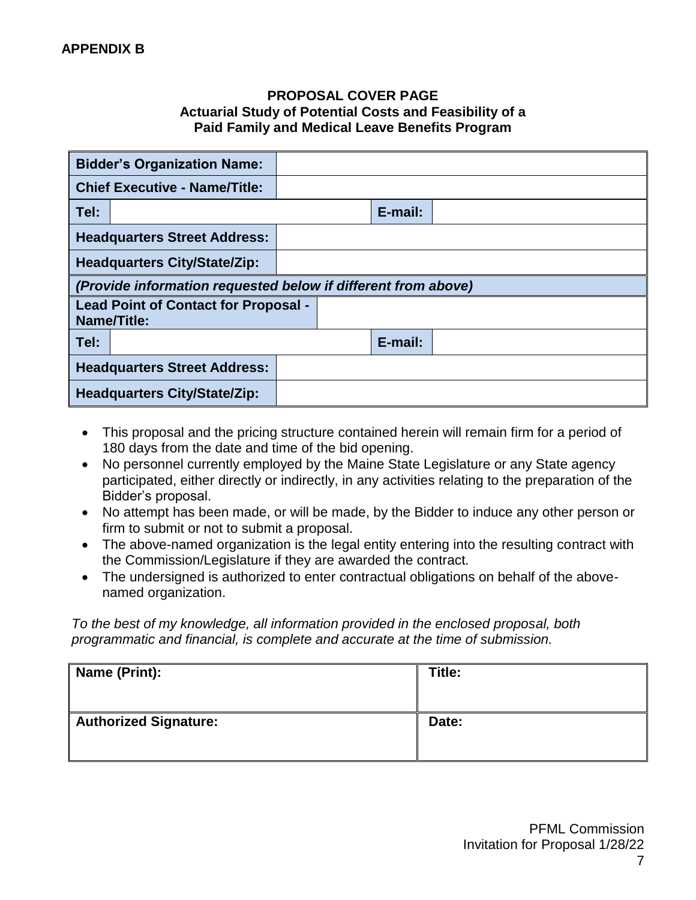**APPENDIX B**

**PROPOSAL COVER PAGE**
**Actuarial Study of Potential Costs and Feasibility of a Paid Family and Medical Leave Benefits Program**

| | | | |
|---|---|---|---|
| **Bidder's Organization Name:** | | | |
| **Chief Executive - Name/Title:** | | | |
| **Tel:** | | **E-mail:** | |
| **Headquarters Street Address:** | | | |
| **Headquarters City/State/Zip:** | | | |
| ***(Provide information requested below if different from above)*** | | | |
| **Lead Point of Contact for Proposal - Name/Title:** | | | |
| **Tel:** | | **E-mail:** | |
| **Headquarters Street Address:** | | | |
| **Headquarters City/State/Zip:** | | | |

- This proposal and the pricing structure contained herein will remain firm for a period of 180 days from the date and time of the bid opening.
- No personnel currently employed by the Maine State Legislature or any State agency participated, either directly or indirectly, in any activities relating to the preparation of the Bidder's proposal.
- No attempt has been made, or will be made, by the Bidder to induce any other person or firm to submit or not to submit a proposal.
- The above-named organization is the legal entity entering into the resulting contract with the Commission/Legislature if they are awarded the contract.
- The undersigned is authorized to enter contractual obligations on behalf of the above-named organization.

*To the best of my knowledge, all information provided in the enclosed proposal, both programmatic and financial, is complete and accurate at the time of submission.*

| | |
|---|---|
| **Name (Print):** | **Title:** |
| **Authorized Signature:** | **Date:** |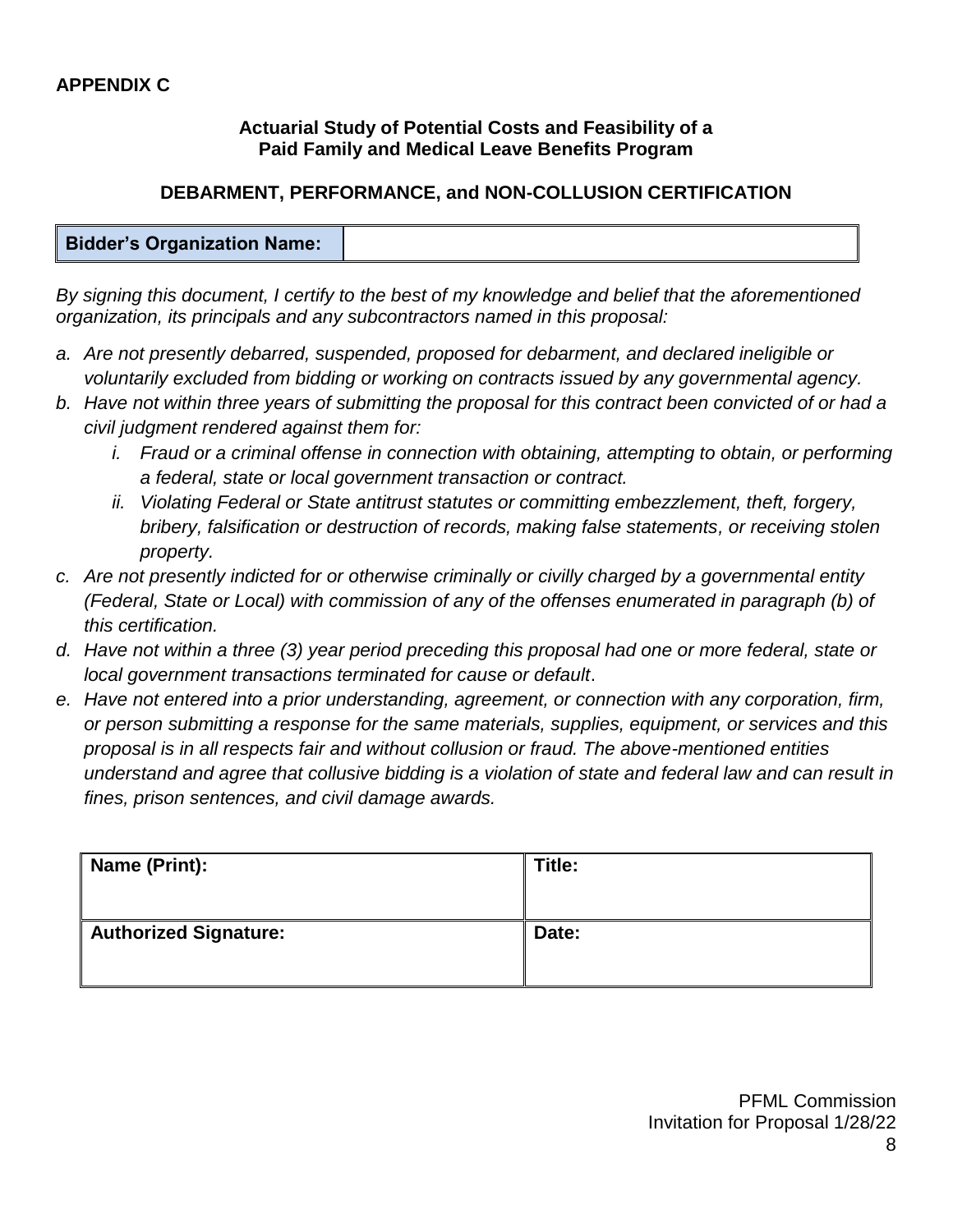**APPENDIX C**

**Actuarial Study of Potential Costs and Feasibility of a Paid Family and Medical Leave Benefits Program**

**DEBARMENT, PERFORMANCE, and NON-COLLUSION CERTIFICATION**

| **Bidder's Organization Name:** | |
|---|---|

*By signing this document, I certify to the best of my knowledge and belief that the aforementioned organization, its principals and any subcontractors named in this proposal:*

*a. Are not presently debarred, suspended, proposed for debarment, and declared ineligible or voluntarily excluded from bidding or working on contracts issued by any governmental agency.*

*b. Have not within three years of submitting the proposal for this contract been convicted of or had a civil judgment rendered against them for:*

   *i. Fraud or a criminal offense in connection with obtaining, attempting to obtain, or performing a federal, state or local government transaction or contract.*

   *ii. Violating Federal or State antitrust statutes or committing embezzlement, theft, forgery, bribery, falsification or destruction of records, making false statements, or receiving stolen property.*

*c. Are not presently indicted for or otherwise criminally or civilly charged by a governmental entity (Federal, State or Local) with commission of any of the offenses enumerated in paragraph (b) of this certification.*

*d. Have not within a three (3) year period preceding this proposal had one or more federal, state or local government transactions terminated for cause or default.*

*e. Have not entered into a prior understanding, agreement, or connection with any corporation, firm, or person submitting a response for the same materials, supplies, equipment, or services and this proposal is in all respects fair and without collusion or fraud. The above-mentioned entities understand and agree that collusive bidding is a violation of state and federal law and can result in fines, prison sentences, and civil damage awards.*

| **Name (Print):** | **Title:** |
|---|---|
| **Authorized Signature:** | **Date:** |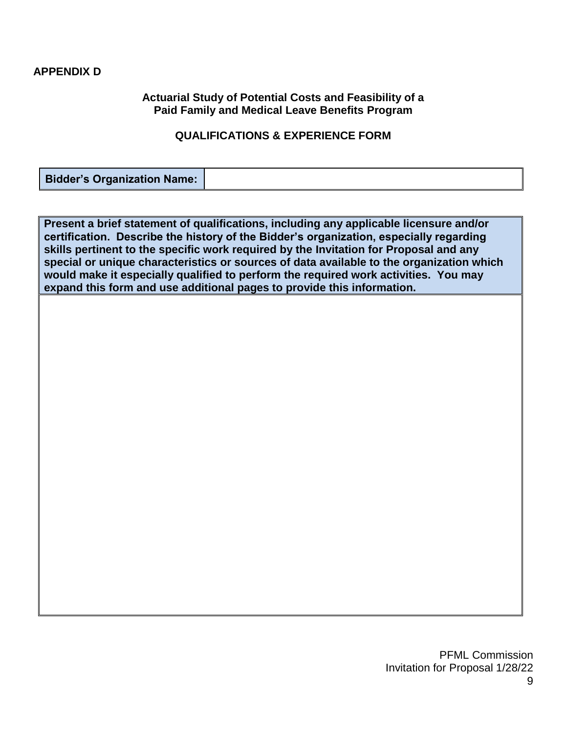**APPENDIX D**

**Actuarial Study of Potential Costs and Feasibility of a Paid Family and Medical Leave Benefits Program**

**QUALIFICATIONS & EXPERIENCE FORM**

| **Bidder's Organization Name:** | |
|---|---|

| **Present a brief statement of qualifications, including any applicable licensure and/or certification. Describe the history of the Bidder's organization, especially regarding skills pertinent to the specific work required by the Invitation for Proposal and any special or unique characteristics or sources of data available to the organization which would make it especially qualified to perform the required work activities. You may expand this form and use additional pages to provide this information.** |
|---|
| |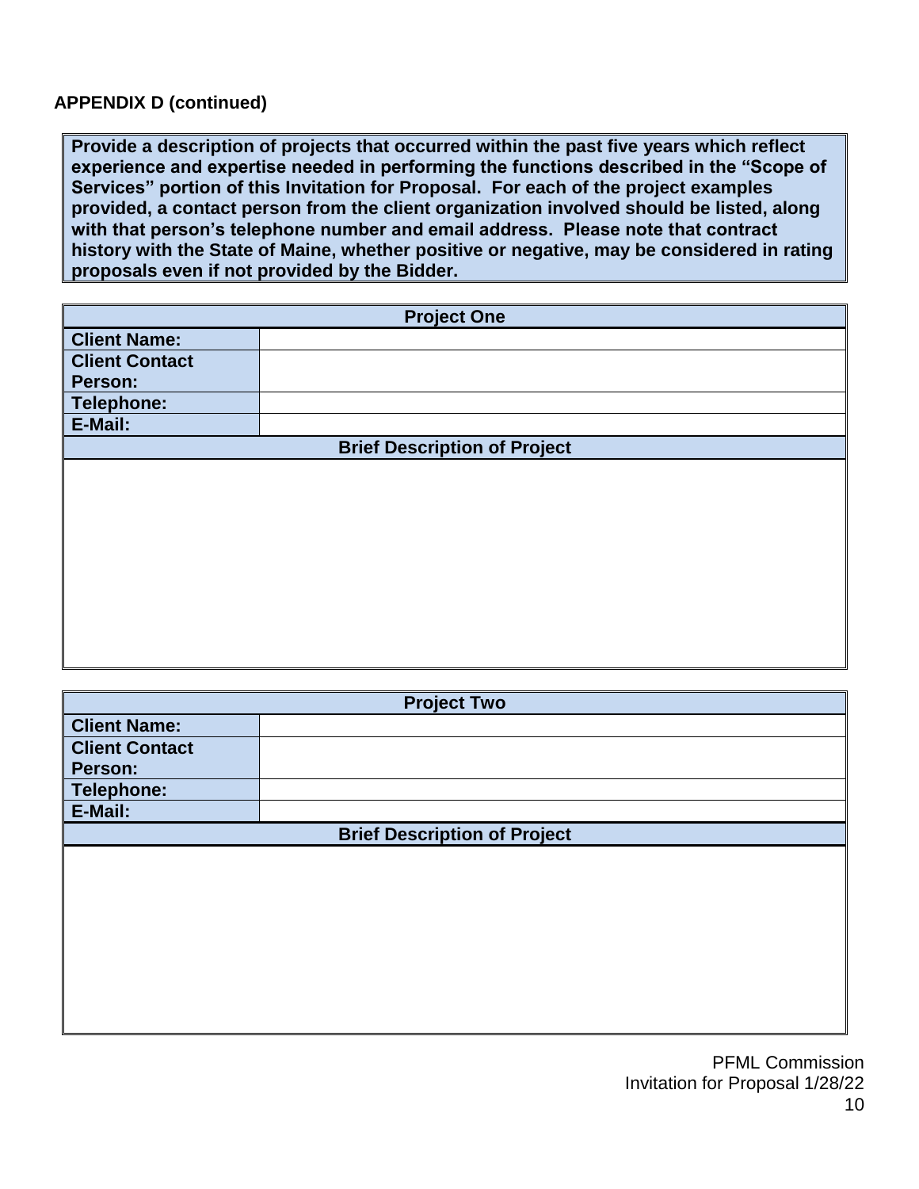**APPENDIX D (continued)**

**Provide a description of projects that occurred within the past five years which reflect experience and expertise needed in performing the functions described in the "Scope of Services" portion of this Invitation for Proposal. For each of the project examples provided, a contact person from the client organization involved should be listed, along with that person's telephone number and email address. Please note that contract history with the State of Maine, whether positive or negative, may be considered in rating proposals even if not provided by the Bidder.**

| **Project One** | |
|---|---|
| **Client Name:** | |
| **Client Contact Person:** | |
| **Telephone:** | |
| **E-Mail:** | |
| **Brief Description of Project** | |
| | |

| **Project Two** | |
|---|---|
| **Client Name:** | |
| **Client Contact Person:** | |
| **Telephone:** | |
| **E-Mail:** | |
| **Brief Description of Project** | |
| | |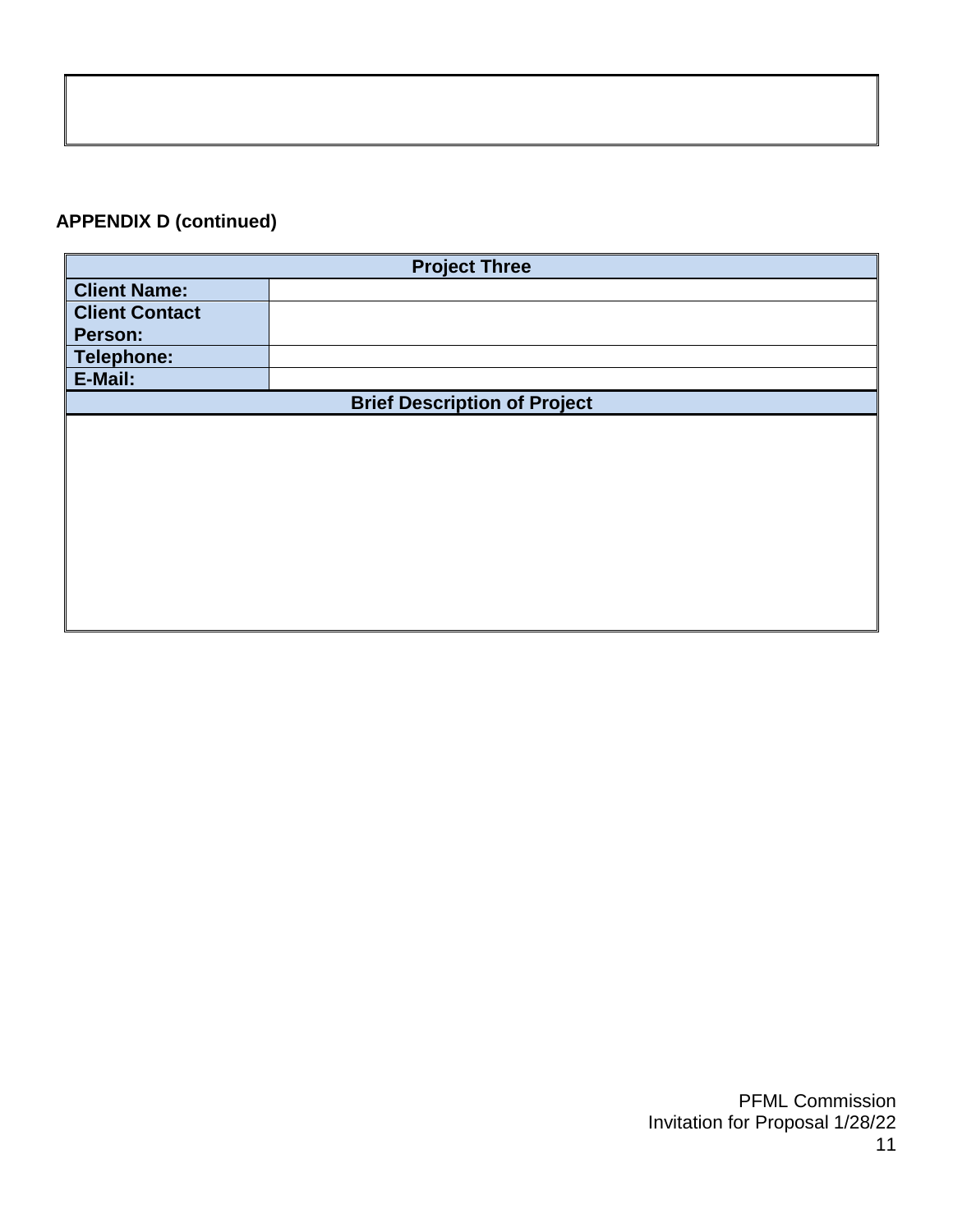**APPENDIX D (continued)**

| Project Three | |
|---|---|
| **Client Name:** | |
| **Client Contact Person:** | |
| **Telephone:** | |
| **E-Mail:** | |
| **Brief Description of Project** | |
| | |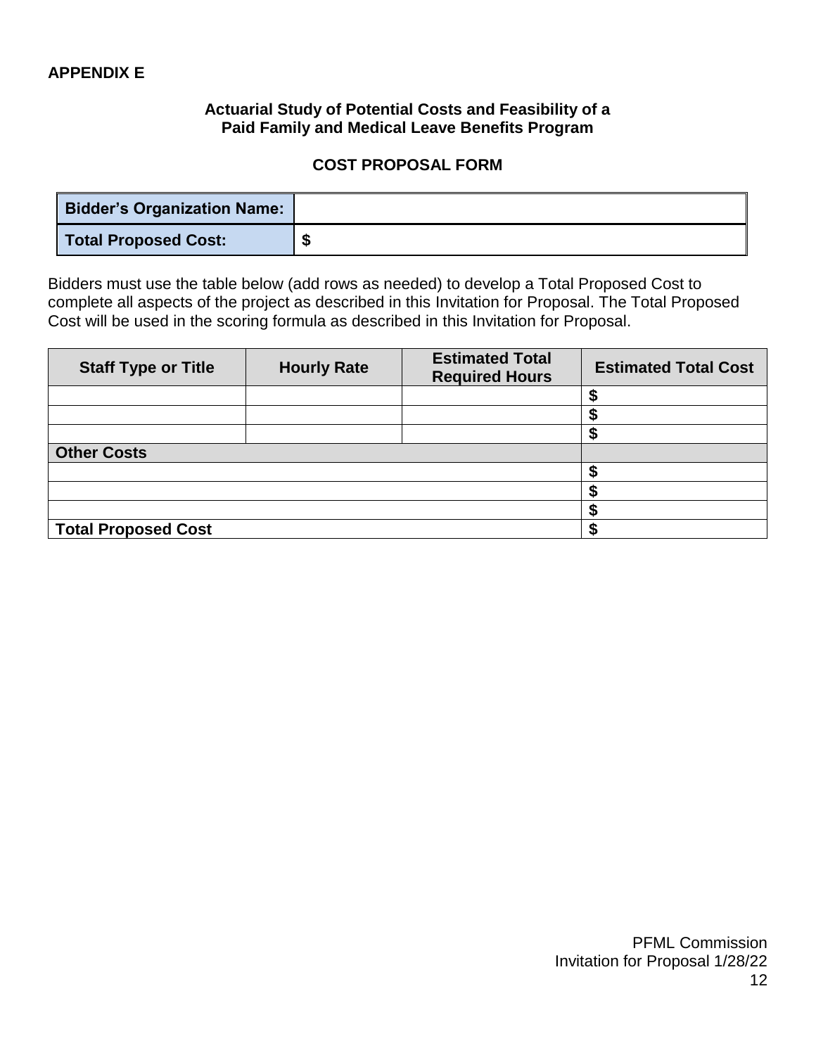**APPENDIX E**

## Actuarial Study of Potential Costs and Feasibility of a Paid Family and Medical Leave Benefits Program

### COST PROPOSAL FORM

| | |
|---|---|
| **Bidder's Organization Name:** | |
| **Total Proposed Cost:** | **$** |

Bidders must use the table below (add rows as needed) to develop a Total Proposed Cost to complete all aspects of the project as described in this Invitation for Proposal. The Total Proposed Cost will be used in the scoring formula as described in this Invitation for Proposal.

| Staff Type or Title | Hourly Rate | Estimated Total Required Hours | Estimated Total Cost |
|---|---|---|---|
| | | | **$** |
| | | | **$** |
| | | | **$** |
| **Other Costs** | | | |
| | | | **$** |
| | | | **$** |
| | | | **$** |
| **Total Proposed Cost** | | | **$** |